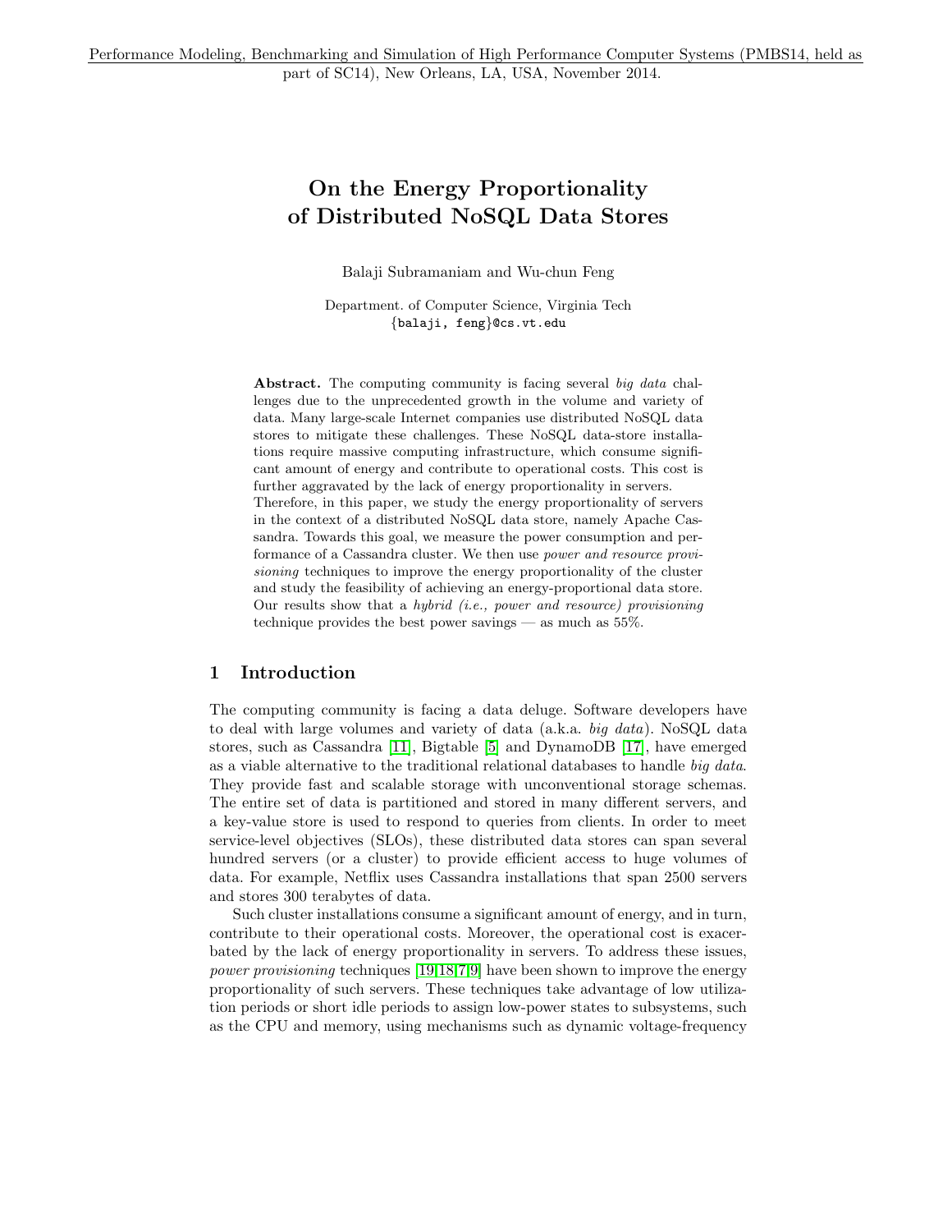Performance Modeling, Benchmarking and Simulation of High Performance Computer Systems (PMBS14, held as part of SC14), New Orleans, LA, USA, November 2014.

# On the Energy Proportionality of Distributed NoSQL Data Stores

Balaji Subramaniam and Wu-chun Feng

Department. of Computer Science, Virginia Tech
{balaji, feng}@cs.vt.edu

**Abstract.** The computing community is facing several *big data* challenges due to the unprecedented growth in the volume and variety of data. Many large-scale Internet companies use distributed NoSQL data stores to mitigate these challenges. These NoSQL data-store installations require massive computing infrastructure, which consume significant amount of energy and contribute to operational costs. This cost is further aggravated by the lack of energy proportionality in servers.
Therefore, in this paper, we study the energy proportionality of servers in the context of a distributed NoSQL data store, namely Apache Cassandra. Towards this goal, we measure the power consumption and performance of a Cassandra cluster. We then use *power and resource provisioning* techniques to improve the energy proportionality of the cluster and study the feasibility of achieving an energy-proportional data store. Our results show that a *hybrid (i.e., power and resource) provisioning* technique provides the best power savings — as much as 55%.

## 1 Introduction

The computing community is facing a data deluge. Software developers have to deal with large volumes and variety of data (a.k.a. *big data*). NoSQL data stores, such as Cassandra [11], Bigtable [5] and DynamoDB [17], have emerged as a viable alternative to the traditional relational databases to handle *big data*. They provide fast and scalable storage with unconventional storage schemas. The entire set of data is partitioned and stored in many different servers, and a key-value store is used to respond to queries from clients. In order to meet service-level objectives (SLOs), these distributed data stores can span several hundred servers (or a cluster) to provide efficient access to huge volumes of data. For example, Netflix uses Cassandra installations that span 2500 servers and stores 300 terabytes of data.

Such cluster installations consume a significant amount of energy, and in turn, contribute to their operational costs. Moreover, the operational cost is exacerbated by the lack of energy proportionality in servers. To address these issues, *power provisioning* techniques [19,18,7,9] have been shown to improve the energy proportionality of such servers. These techniques take advantage of low utilization periods or short idle periods to assign low-power states to subsystems, such as the CPU and memory, using mechanisms such as dynamic voltage-frequency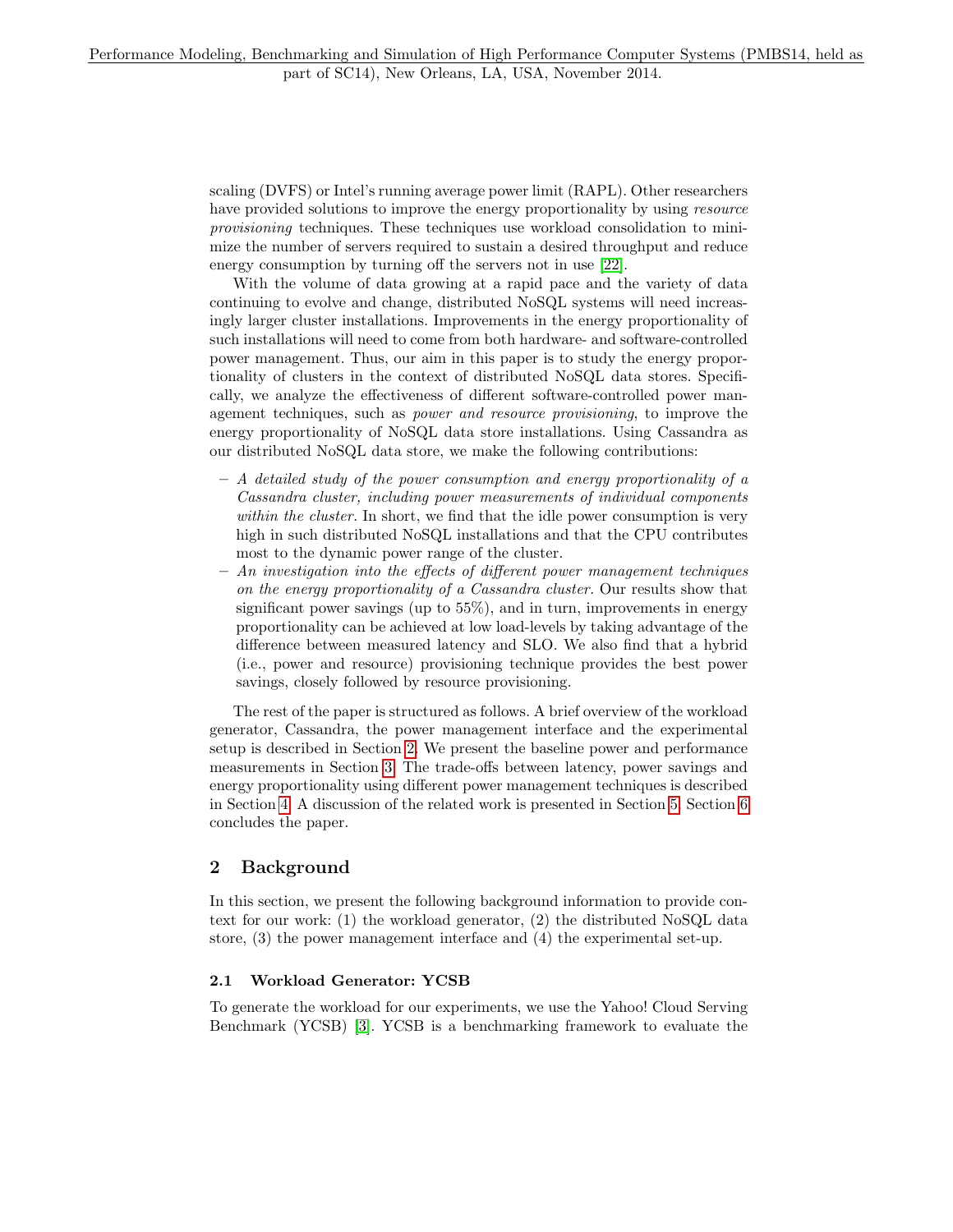scaling (DVFS) or Intel's running average power limit (RAPL). Other researchers have provided solutions to improve the energy proportionality by using *resource provisioning* techniques. These techniques use workload consolidation to minimize the number of servers required to sustain a desired throughput and reduce energy consumption by turning off the servers not in use [22].

With the volume of data growing at a rapid pace and the variety of data continuing to evolve and change, distributed NoSQL systems will need increasingly larger cluster installations. Improvements in the energy proportionality of such installations will need to come from both hardware- and software-controlled power management. Thus, our aim in this paper is to study the energy proportionality of clusters in the context of distributed NoSQL data stores. Specifically, we analyze the effectiveness of different software-controlled power management techniques, such as *power and resource provisioning*, to improve the energy proportionality of NoSQL data store installations. Using Cassandra as our distributed NoSQL data store, we make the following contributions:

- *A detailed study of the power consumption and energy proportionality of a Cassandra cluster, including power measurements of individual components within the cluster.* In short, we find that the idle power consumption is very high in such distributed NoSQL installations and that the CPU contributes most to the dynamic power range of the cluster.
- *An investigation into the effects of different power management techniques on the energy proportionality of a Cassandra cluster.* Our results show that significant power savings (up to 55%), and in turn, improvements in energy proportionality can be achieved at low load-levels by taking advantage of the difference between measured latency and SLO. We also find that a hybrid (i.e., power and resource) provisioning technique provides the best power savings, closely followed by resource provisioning.

The rest of the paper is structured as follows. A brief overview of the workload generator, Cassandra, the power management interface and the experimental setup is described in Section 2. We present the baseline power and performance measurements in Section 3. The trade-offs between latency, power savings and energy proportionality using different power management techniques is described in Section 4. A discussion of the related work is presented in Section 5. Section 6 concludes the paper.

## 2 Background

In this section, we present the following background information to provide context for our work: (1) the workload generator, (2) the distributed NoSQL data store, (3) the power management interface and (4) the experimental set-up.

### 2.1 Workload Generator: YCSB

To generate the workload for our experiments, we use the Yahoo! Cloud Serving Benchmark (YCSB) [3]. YCSB is a benchmarking framework to evaluate the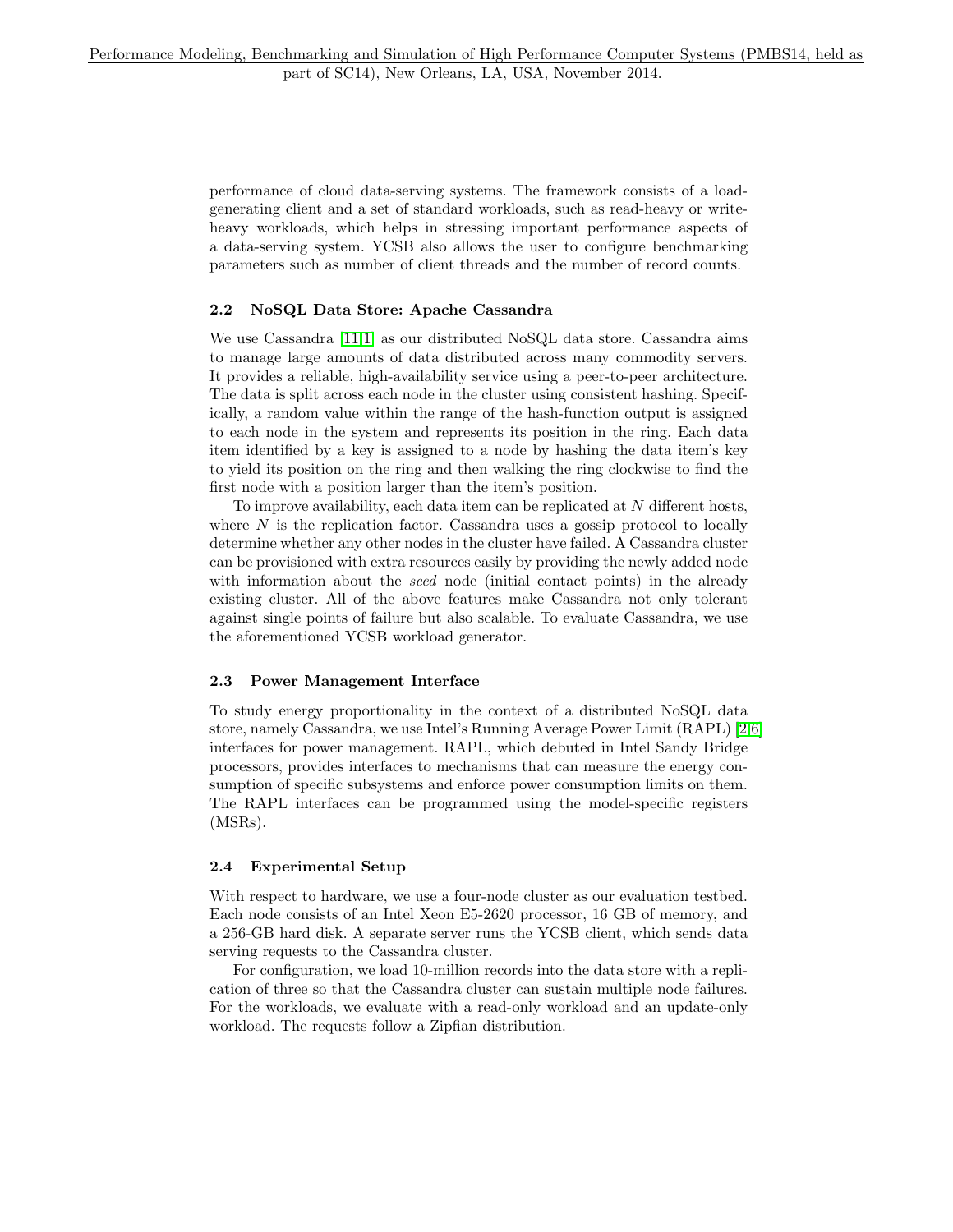performance of cloud data-serving systems. The framework consists of a load-generating client and a set of standard workloads, such as read-heavy or write-heavy workloads, which helps in stressing important performance aspects of a data-serving system. YCSB also allows the user to configure benchmarking parameters such as number of client threads and the number of record counts.

### 2.2 NoSQL Data Store: Apache Cassandra

We use Cassandra [11,1] as our distributed NoSQL data store. Cassandra aims to manage large amounts of data distributed across many commodity servers. It provides a reliable, high-availability service using a peer-to-peer architecture. The data is split across each node in the cluster using consistent hashing. Specifically, a random value within the range of the hash-function output is assigned to each node in the system and represents its position in the ring. Each data item identified by a key is assigned to a node by hashing the data item's key to yield its position on the ring and then walking the ring clockwise to find the first node with a position larger than the item's position.

To improve availability, each data item can be replicated at $N$ different hosts, where $N$ is the replication factor. Cassandra uses a gossip protocol to locally determine whether any other nodes in the cluster have failed. A Cassandra cluster can be provisioned with extra resources easily by providing the newly added node with information about the *seed* node (initial contact points) in the already existing cluster. All of the above features make Cassandra not only tolerant against single points of failure but also scalable. To evaluate Cassandra, we use the aforementioned YCSB workload generator.

### 2.3 Power Management Interface

To study energy proportionality in the context of a distributed NoSQL data store, namely Cassandra, we use Intel's Running Average Power Limit (RAPL) [2,6] interfaces for power management. RAPL, which debuted in Intel Sandy Bridge processors, provides interfaces to mechanisms that can measure the energy consumption of specific subsystems and enforce power consumption limits on them. The RAPL interfaces can be programmed using the model-specific registers (MSRs).

### 2.4 Experimental Setup

With respect to hardware, we use a four-node cluster as our evaluation testbed. Each node consists of an Intel Xeon E5-2620 processor, 16 GB of memory, and a 256-GB hard disk. A separate server runs the YCSB client, which sends data serving requests to the Cassandra cluster.

For configuration, we load 10-million records into the data store with a replication of three so that the Cassandra cluster can sustain multiple node failures. For the workloads, we evaluate with a read-only workload and an update-only workload. The requests follow a Zipfian distribution.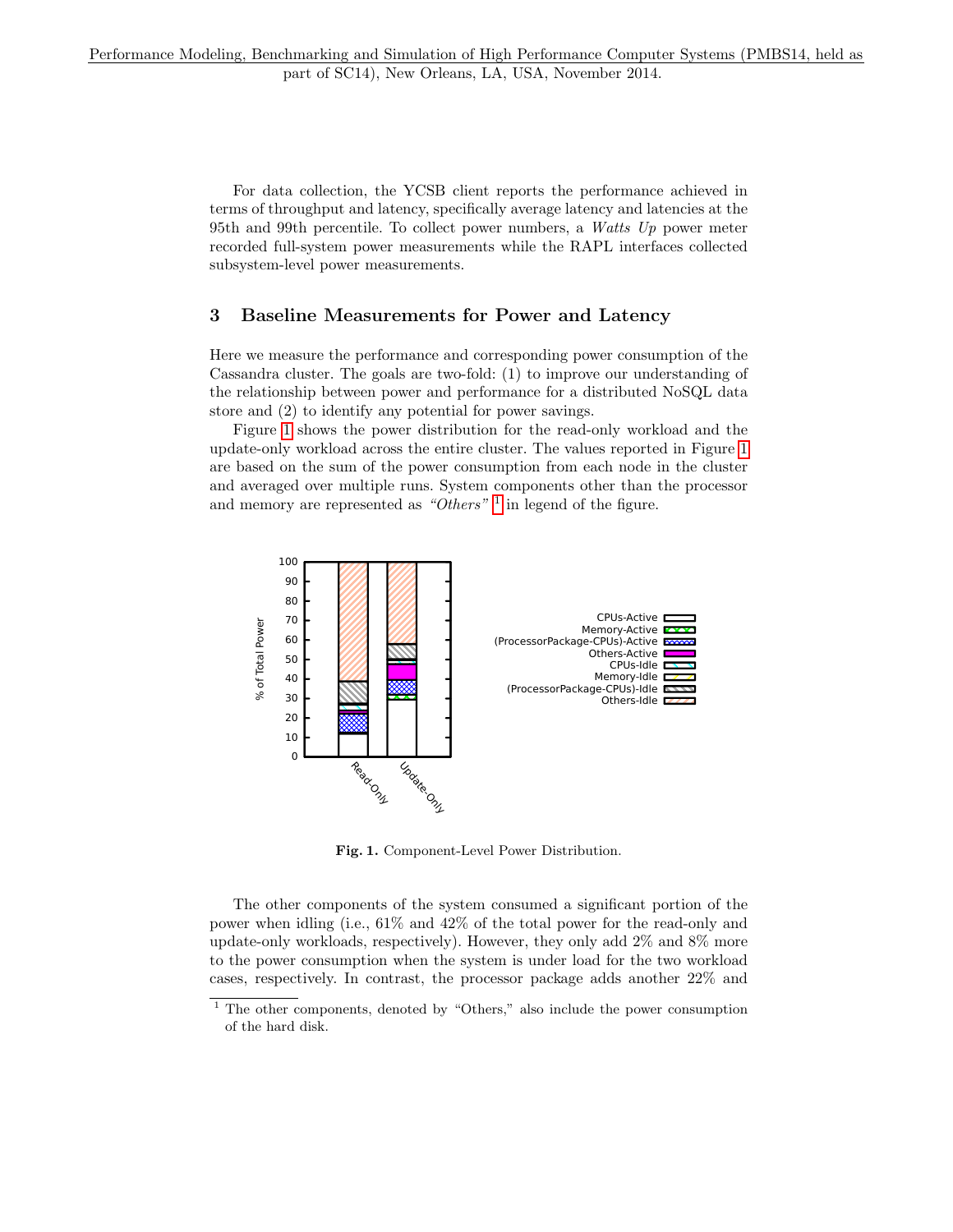For data collection, the YCSB client reports the performance achieved in terms of throughput and latency, specifically average latency and latencies at the 95th and 99th percentile. To collect power numbers, a *Watts Up* power meter recorded full-system power measurements while the RAPL interfaces collected subsystem-level power measurements.

## 3 Baseline Measurements for Power and Latency

Here we measure the performance and corresponding power consumption of the Cassandra cluster. The goals are two-fold: (1) to improve our understanding of the relationship between power and performance for a distributed NoSQL data store and (2) to identify any potential for power savings.

Figure 1 shows the power distribution for the read-only workload and the update-only workload across the entire cluster. The values reported in Figure 1 are based on the sum of the power consumption from each node in the cluster and averaged over multiple runs. System components other than the processor and memory are represented as *"Others"* [1] in legend of the figure.

**Fig. 1.** Component-Level Power Distribution.

The other components of the system consumed a significant portion of the power when idling (i.e., 61% and 42% of the total power for the read-only and update-only workloads, respectively). However, they only add 2% and 8% more to the power consumption when the system is under load for the two workload cases, respectively. In contrast, the processor package adds another 22% and

[1] The other components, denoted by "Others," also include the power consumption of the hard disk.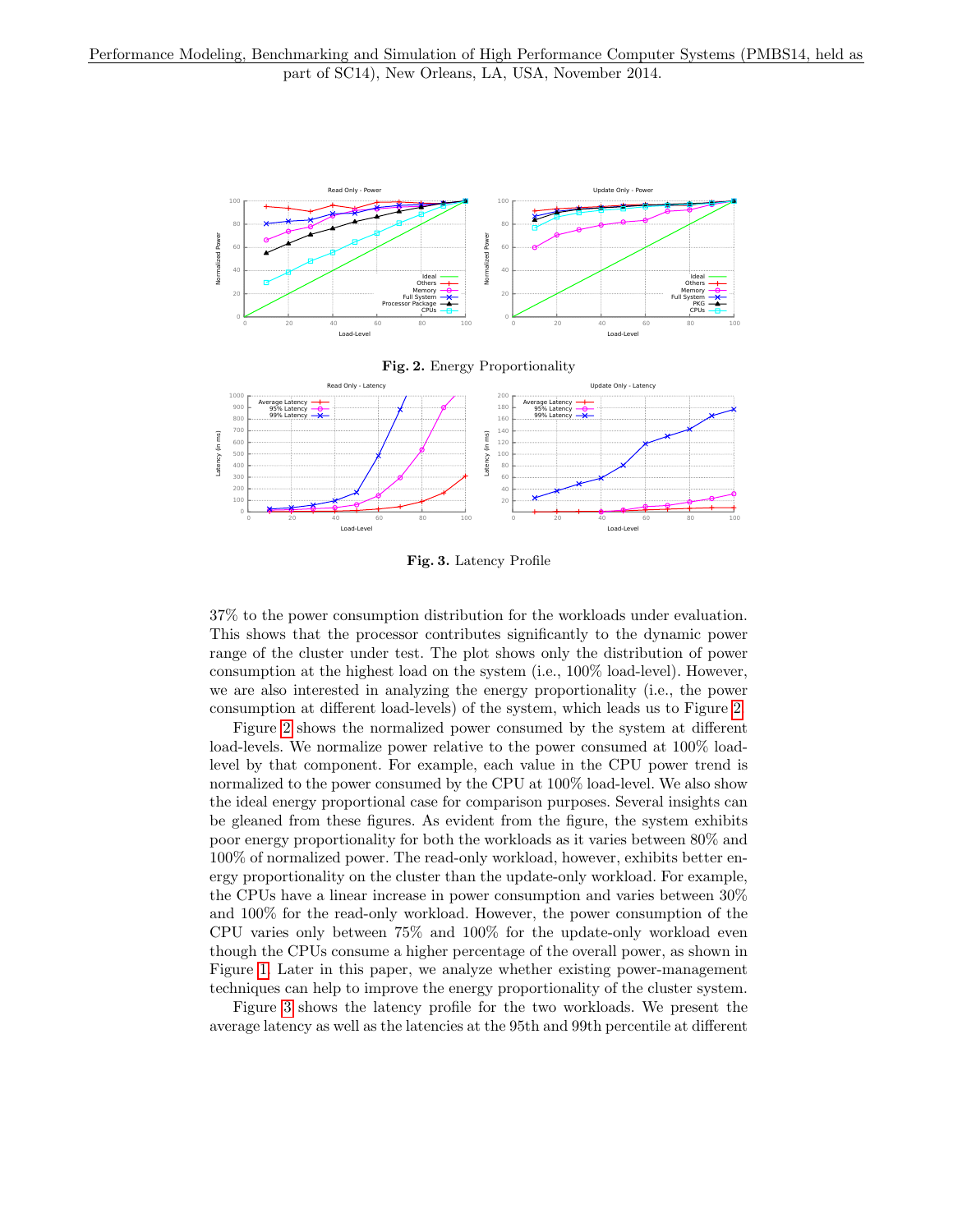Fig. 2. Energy Proportionality

Fig. 3. Latency Profile

37% to the power consumption distribution for the workloads under evaluation. This shows that the processor contributes significantly to the dynamic power range of the cluster under test. The plot shows only the distribution of power consumption at the highest load on the system (i.e., 100% load-level). However, we are also interested in analyzing the energy proportionality (i.e., the power consumption at different load-levels) of the system, which leads us to Figure 2.

Figure 2 shows the normalized power consumed by the system at different load-levels. We normalize power relative to the power consumed at 100% load-level by that component. For example, each value in the CPU power trend is normalized to the power consumed by the CPU at 100% load-level. We also show the ideal energy proportional case for comparison purposes. Several insights can be gleaned from these figures. As evident from the figure, the system exhibits poor energy proportionality for both the workloads as it varies between 80% and 100% of normalized power. The read-only workload, however, exhibits better energy proportionality on the cluster than the update-only workload. For example, the CPUs have a linear increase in power consumption and varies between 30% and 100% for the read-only workload. However, the power consumption of the CPU varies only between 75% and 100% for the update-only workload even though the CPUs consume a higher percentage of the overall power, as shown in Figure 1. Later in this paper, we analyze whether existing power-management techniques can help to improve the energy proportionality of the cluster system.

Figure 3 shows the latency profile for the two workloads. We present the average latency as well as the latencies at the 95th and 99th percentile at different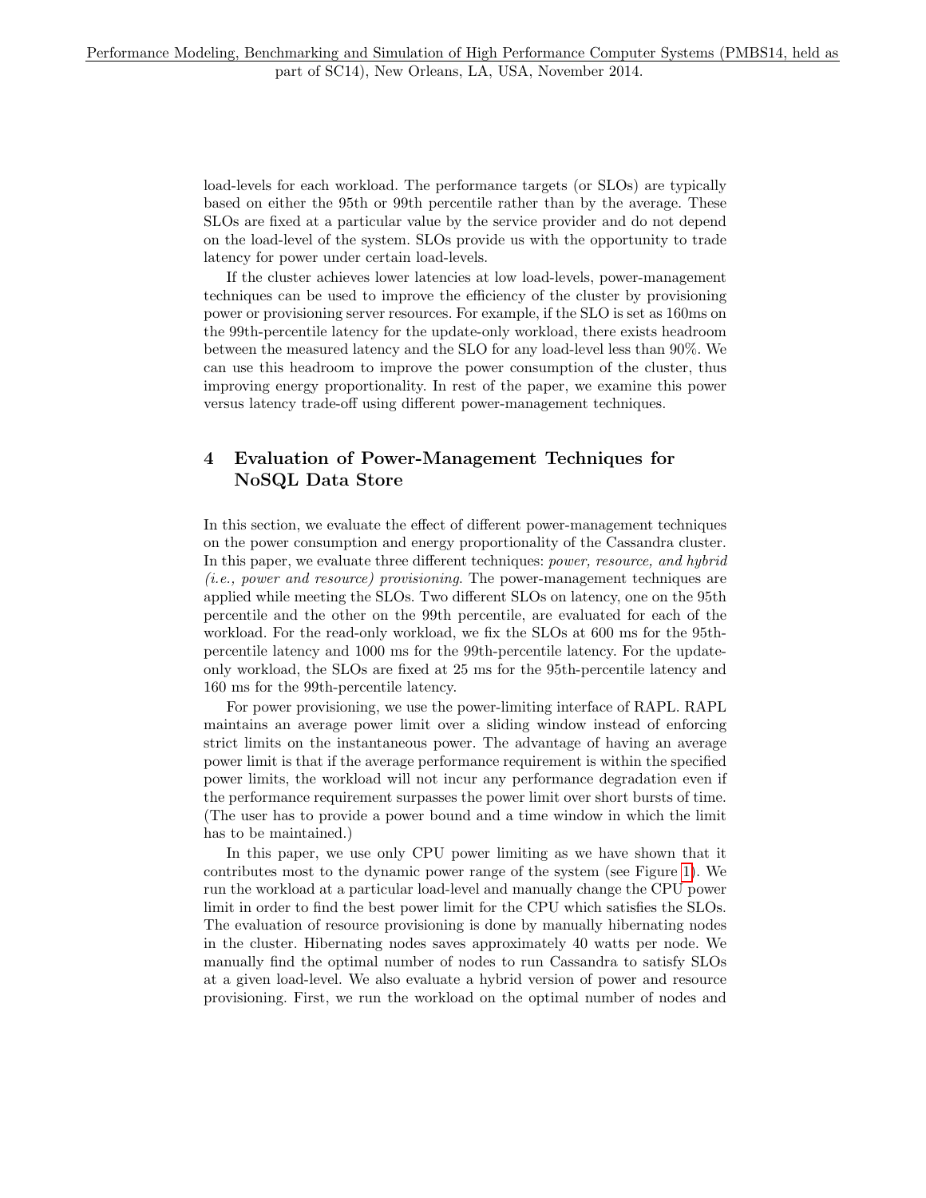load-levels for each workload. The performance targets (or SLOs) are typically based on either the 95th or 99th percentile rather than by the average. These SLOs are fixed at a particular value by the service provider and do not depend on the load-level of the system. SLOs provide us with the opportunity to trade latency for power under certain load-levels.

If the cluster achieves lower latencies at low load-levels, power-management techniques can be used to improve the efficiency of the cluster by provisioning power or provisioning server resources. For example, if the SLO is set as 160ms on the 99th-percentile latency for the update-only workload, there exists headroom between the measured latency and the SLO for any load-level less than 90%. We can use this headroom to improve the power consumption of the cluster, thus improving energy proportionality. In rest of the paper, we examine this power versus latency trade-off using different power-management techniques.

## 4 Evaluation of Power-Management Techniques for NoSQL Data Store

In this section, we evaluate the effect of different power-management techniques on the power consumption and energy proportionality of the Cassandra cluster. In this paper, we evaluate three different techniques: *power, resource, and hybrid (i.e., power and resource) provisioning*. The power-management techniques are applied while meeting the SLOs. Two different SLOs on latency, one on the 95th percentile and the other on the 99th percentile, are evaluated for each of the workload. For the read-only workload, we fix the SLOs at 600 ms for the 95th-percentile latency and 1000 ms for the 99th-percentile latency. For the update-only workload, the SLOs are fixed at 25 ms for the 95th-percentile latency and 160 ms for the 99th-percentile latency.

For power provisioning, we use the power-limiting interface of RAPL. RAPL maintains an average power limit over a sliding window instead of enforcing strict limits on the instantaneous power. The advantage of having an average power limit is that if the average performance requirement is within the specified power limits, the workload will not incur any performance degradation even if the performance requirement surpasses the power limit over short bursts of time. (The user has to provide a power bound and a time window in which the limit has to be maintained.)

In this paper, we use only CPU power limiting as we have shown that it contributes most to the dynamic power range of the system (see Figure 1). We run the workload at a particular load-level and manually change the CPU power limit in order to find the best power limit for the CPU which satisfies the SLOs. The evaluation of resource provisioning is done by manually hibernating nodes in the cluster. Hibernating nodes saves approximately 40 watts per node. We manually find the optimal number of nodes to run Cassandra to satisfy SLOs at a given load-level. We also evaluate a hybrid version of power and resource provisioning. First, we run the workload on the optimal number of nodes and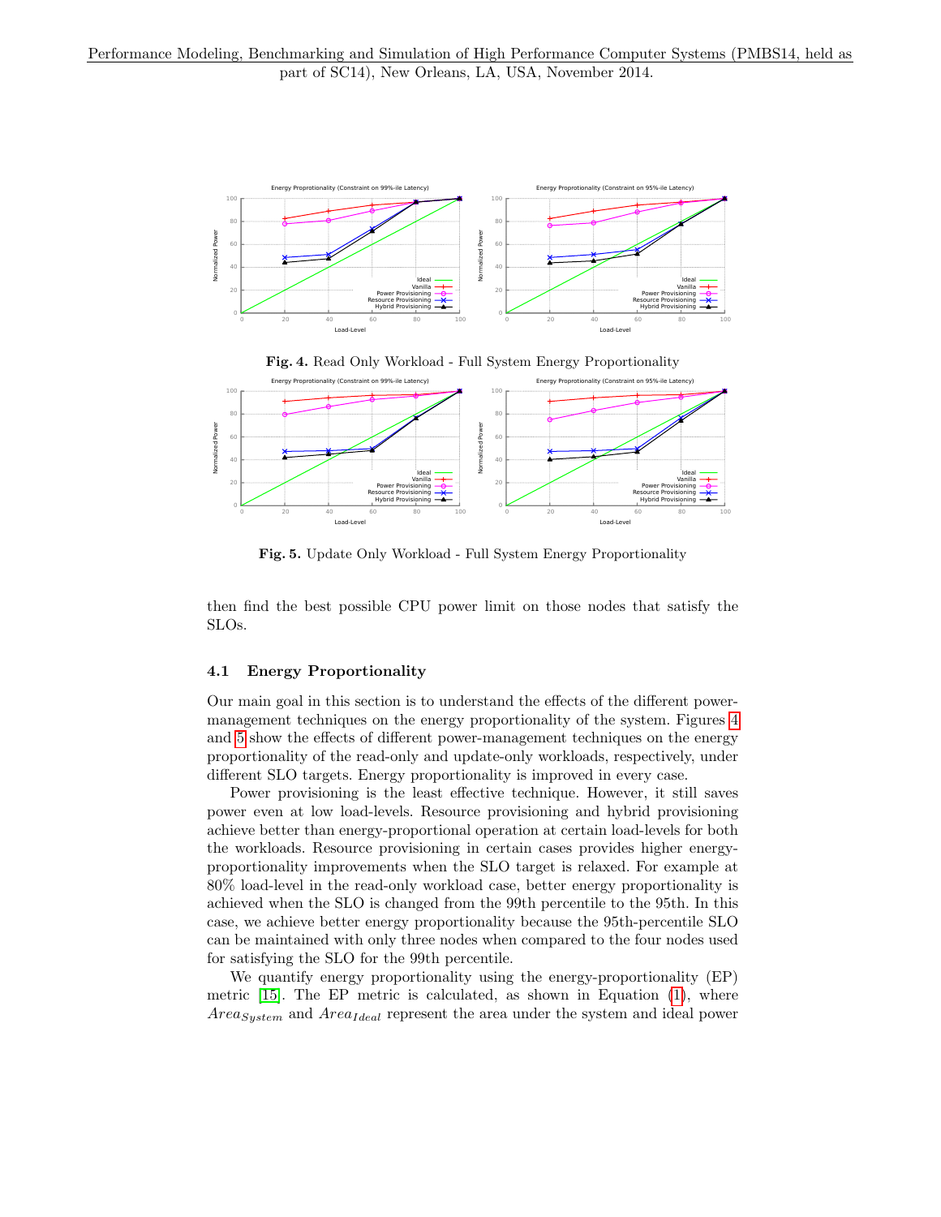**Fig. 4.** Read Only Workload - Full System Energy Proportionality

**Fig. 5.** Update Only Workload - Full System Energy Proportionality

then find the best possible CPU power limit on those nodes that satisfy the SLOs.

### 4.1 Energy Proportionality

Our main goal in this section is to understand the effects of the different power-management techniques on the energy proportionality of the system. Figures 4 and 5 show the effects of different power-management techniques on the energy proportionality of the read-only and update-only workloads, respectively, under different SLO targets. Energy proportionality is improved in every case.

Power provisioning is the least effective technique. However, it still saves power even at low load-levels. Resource provisioning and hybrid provisioning achieve better than energy-proportional operation at certain load-levels for both the workloads. Resource provisioning in certain cases provides higher energy-proportionality improvements when the SLO target is relaxed. For example at 80% load-level in the read-only workload case, better energy proportionality is achieved when the SLO is changed from the 99th percentile to the 95th. In this case, we achieve better energy proportionality because the 95th-percentile SLO can be maintained with only three nodes when compared to the four nodes used for satisfying the SLO for the 99th percentile.

We quantify energy proportionality using the energy-proportionality (EP) metric [15]. The EP metric is calculated, as shown in Equation (1), where $Area_{System}$ and $Area_{Ideal}$ represent the area under the system and ideal power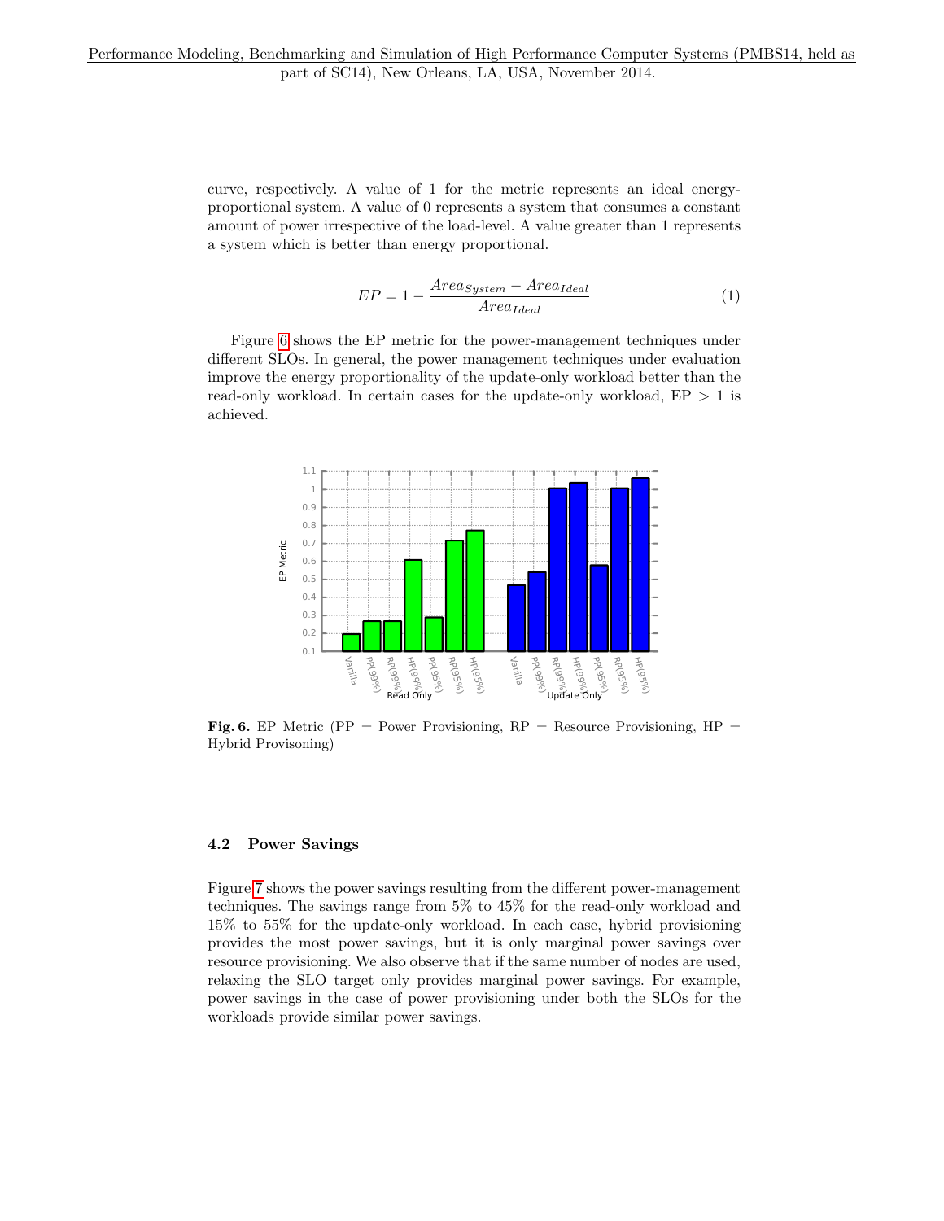curve, respectively. A value of 1 for the metric represents an ideal energy-proportional system. A value of 0 represents a system that consumes a constant amount of power irrespective of the load-level. A value greater than 1 represents a system which is better than energy proportional.

$$EP = 1 - \frac{Area_{System} - Area_{Ideal}}{Area_{Ideal}} \tag{1}$$

Figure 6 shows the EP metric for the power-management techniques under different SLOs. In general, the power management techniques under evaluation improve the energy proportionality of the update-only workload better than the read-only workload. In certain cases for the update-only workload, EP > 1 is achieved.

**Fig. 6.** EP Metric (PP = Power Provisioning, RP = Resource Provisioning, HP = Hybrid Provisoning)

### 4.2 Power Savings

Figure 7 shows the power savings resulting from the different power-management techniques. The savings range from 5% to 45% for the read-only workload and 15% to 55% for the update-only workload. In each case, hybrid provisioning provides the most power savings, but it is only marginal power savings over resource provisioning. We also observe that if the same number of nodes are used, relaxing the SLO target only provides marginal power savings. For example, power savings in the case of power provisioning under both the SLOs for the workloads provide similar power savings.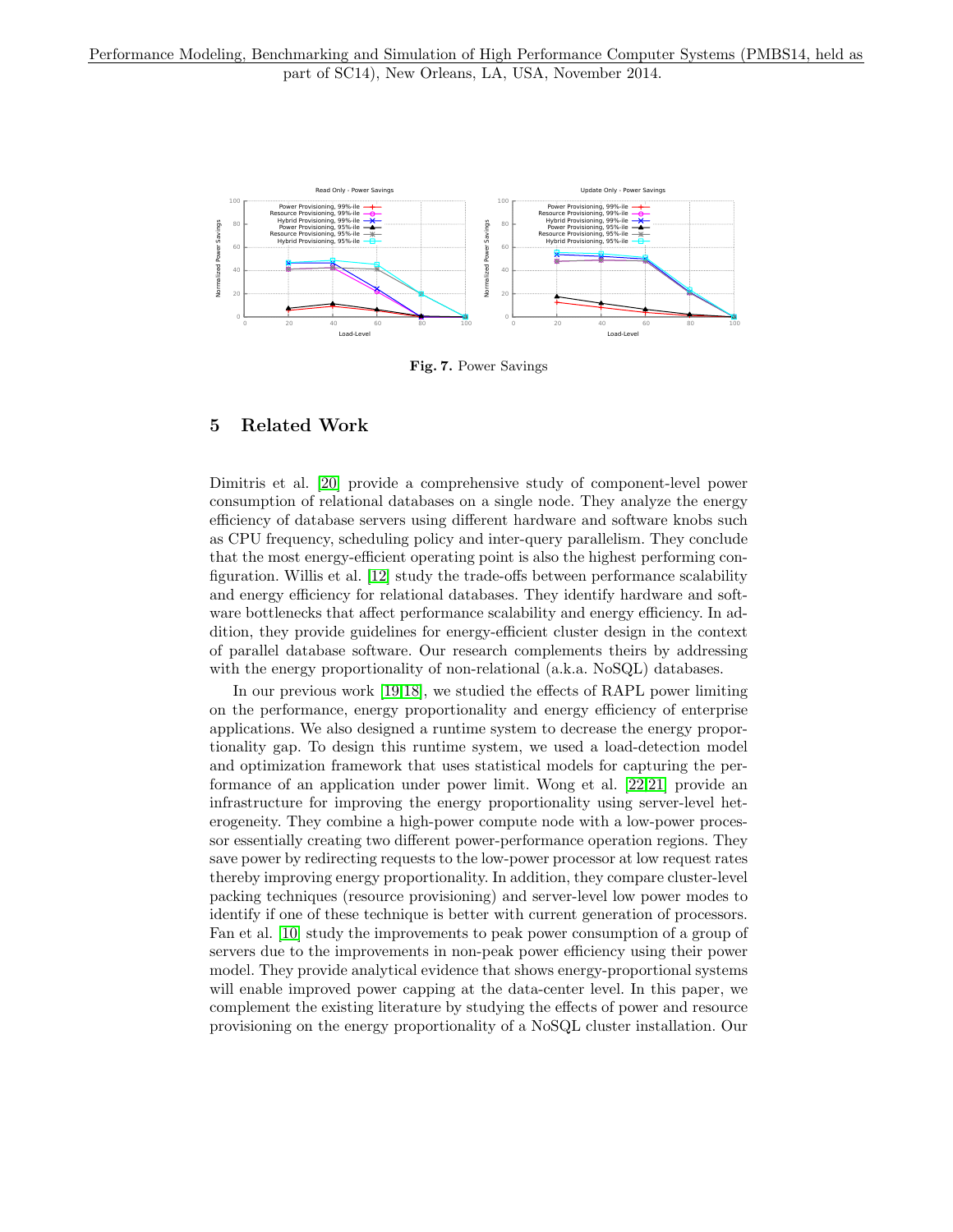Read Only - Power Savings

Normalized Power Savings

Load-Level

0 20 40 60 80 100

Power Provisioning, 99%-ile
Resource Provisioning, 99%-ile
Hybrid Provisioning, 99%-ile
Power Provisioning, 95%-ile
Resource Provisioning, 95%-ile
Hybrid Provisioning, 95%-ile

Update Only - Power Savings

Normalized Power Savings

Load-Level

0 20 40 60 80 100

Power Provisioning, 99%-ile
Resource Provisioning, 99%-ile
Hybrid Provisioning, 99%-ile
Power Provisioning, 95%-ile
Resource Provisioning, 95%-ile
Hybrid Provisioning, 95%-ile

**Fig. 7.** Power Savings

## 5 Related Work

Dimitris et al. [20] provide a comprehensive study of component-level power consumption of relational databases on a single node. They analyze the energy efficiency of database servers using different hardware and software knobs such as CPU frequency, scheduling policy and inter-query parallelism. They conclude that the most energy-efficient operating point is also the highest performing configuration. Willis et al. [12] study the trade-offs between performance scalability and energy efficiency for relational databases. They identify hardware and software bottlenecks that affect performance scalability and energy efficiency. In addition, they provide guidelines for energy-efficient cluster design in the context of parallel database software. Our research complements theirs by addressing with the energy proportionality of non-relational (a.k.a. NoSQL) databases.

In our previous work [19,18], we studied the effects of RAPL power limiting on the performance, energy proportionality and energy efficiency of enterprise applications. We also designed a runtime system to decrease the energy proportionality gap. To design this runtime system, we used a load-detection model and optimization framework that uses statistical models for capturing the performance of an application under power limit. Wong et al. [22,21] provide an infrastructure for improving the energy proportionality using server-level heterogeneity. They combine a high-power compute node with a low-power processor essentially creating two different power-performance operation regions. They save power by redirecting requests to the low-power processor at low request rates thereby improving energy proportionality. In addition, they compare cluster-level packing techniques (resource provisioning) and server-level low power modes to identify if one of these technique is better with current generation of processors. Fan et al. [10] study the improvements to peak power consumption of a group of servers due to the improvements in non-peak power efficiency using their power model. They provide analytical evidence that shows energy-proportional systems will enable improved power capping at the data-center level. In this paper, we complement the existing literature by studying the effects of power and resource provisioning on the energy proportionality of a NoSQL cluster installation. Our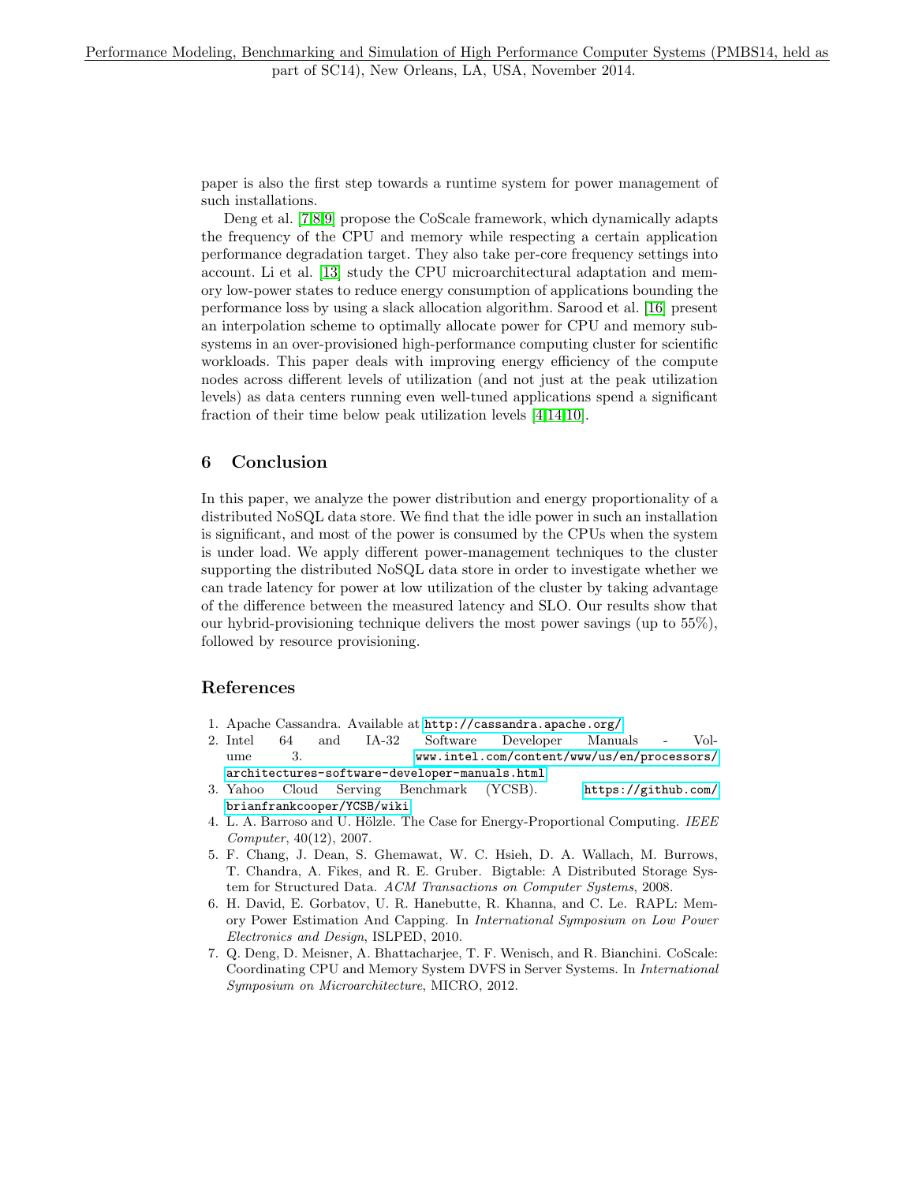paper is also the first step towards a runtime system for power management of such installations.

Deng et al. [7,8,9] propose the CoScale framework, which dynamically adapts the frequency of the CPU and memory while respecting a certain application performance degradation target. They also take per-core frequency settings into account. Li et al. [13] study the CPU microarchitectural adaptation and memory low-power states to reduce energy consumption of applications bounding the performance loss by using a slack allocation algorithm. Sarood et al. [16] present an interpolation scheme to optimally allocate power for CPU and memory subsystems in an over-provisioned high-performance computing cluster for scientific workloads. This paper deals with improving energy efficiency of the compute nodes across different levels of utilization (and not just at the peak utilization levels) as data centers running even well-tuned applications spend a significant fraction of their time below peak utilization levels [4,14,10].

## 6 Conclusion

In this paper, we analyze the power distribution and energy proportionality of a distributed NoSQL data store. We find that the idle power in such an installation is significant, and most of the power is consumed by the CPUs when the system is under load. We apply different power-management techniques to the cluster supporting the distributed NoSQL data store in order to investigate whether we can trade latency for power at low utilization of the cluster by taking advantage of the difference between the measured latency and SLO. Our results show that our hybrid-provisioning technique delivers the most power savings (up to 55%), followed by resource provisioning.

## References

1. Apache Cassandra. Available at http://cassandra.apache.org/
2. Intel 64 and IA-32 Software Developer Manuals - Volume 3. www.intel.com/content/www/us/en/processors/architectures-software-developer-manuals.html
3. Yahoo Cloud Serving Benchmark (YCSB). https://github.com/brianfrankcooper/YCSB/wiki
4. L. A. Barroso and U. Hölzle. The Case for Energy-Proportional Computing. *IEEE Computer*, 40(12), 2007.
5. F. Chang, J. Dean, S. Ghemawat, W. C. Hsieh, D. A. Wallach, M. Burrows, T. Chandra, A. Fikes, and R. E. Gruber. Bigtable: A Distributed Storage System for Structured Data. *ACM Transactions on Computer Systems*, 2008.
6. H. David, E. Gorbatov, U. R. Hanebutte, R. Khanna, and C. Le. RAPL: Memory Power Estimation And Capping. In *International Symposium on Low Power Electronics and Design*, ISLPED, 2010.
7. Q. Deng, D. Meisner, A. Bhattacharjee, T. F. Wenisch, and R. Bianchini. CoScale: Coordinating CPU and Memory System DVFS in Server Systems. In *International Symposium on Microarchitecture*, MICRO, 2012.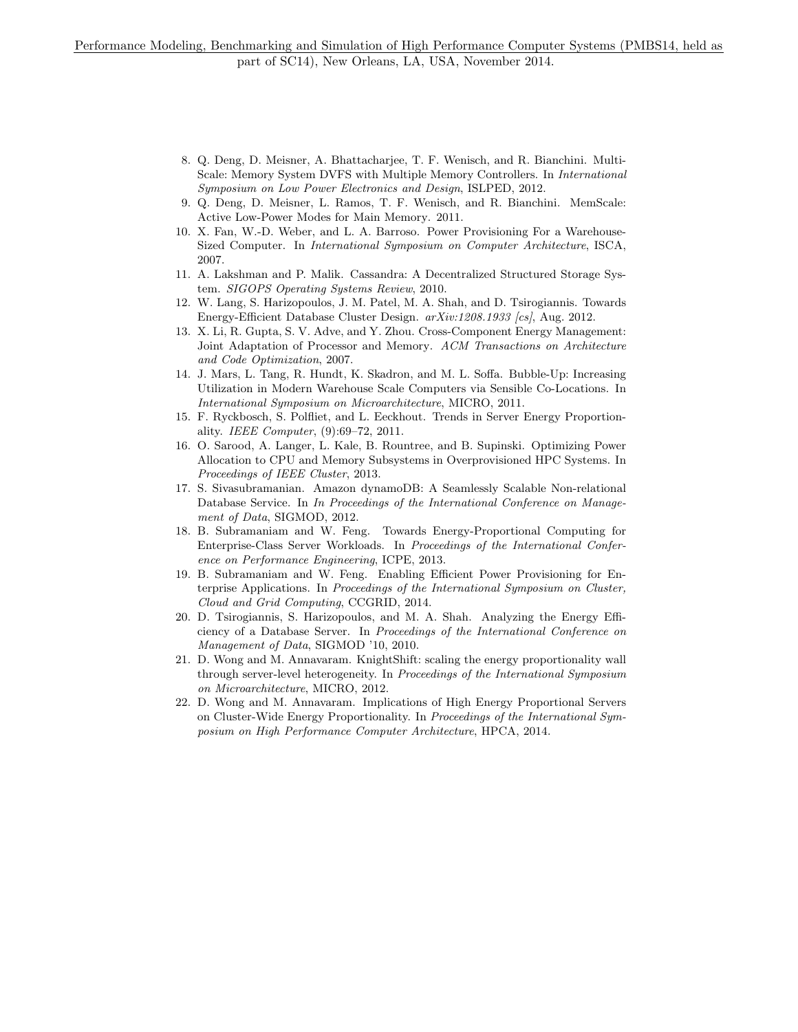8. Q. Deng, D. Meisner, A. Bhattacharjee, T. F. Wenisch, and R. Bianchini. Multi-Scale: Memory System DVFS with Multiple Memory Controllers. In *International Symposium on Low Power Electronics and Design*, ISLPED, 2012.
9. Q. Deng, D. Meisner, L. Ramos, T. F. Wenisch, and R. Bianchini. MemScale: Active Low-Power Modes for Main Memory. 2011.
10. X. Fan, W.-D. Weber, and L. A. Barroso. Power Provisioning For a Warehouse-Sized Computer. In *International Symposium on Computer Architecture*, ISCA, 2007.
11. A. Lakshman and P. Malik. Cassandra: A Decentralized Structured Storage System. *SIGOPS Operating Systems Review*, 2010.
12. W. Lang, S. Harizopoulos, J. M. Patel, M. A. Shah, and D. Tsirogiannis. Towards Energy-Efficient Database Cluster Design. *arXiv:1208.1933 [cs]*, Aug. 2012.
13. X. Li, R. Gupta, S. V. Adve, and Y. Zhou. Cross-Component Energy Management: Joint Adaptation of Processor and Memory. *ACM Transactions on Architecture and Code Optimization*, 2007.
14. J. Mars, L. Tang, R. Hundt, K. Skadron, and M. L. Soffa. Bubble-Up: Increasing Utilization in Modern Warehouse Scale Computers via Sensible Co-Locations. In *International Symposium on Microarchitecture*, MICRO, 2011.
15. F. Ryckbosch, S. Polfliet, and L. Eeckhout. Trends in Server Energy Proportionality. *IEEE Computer*, (9):69–72, 2011.
16. O. Sarood, A. Langer, L. Kale, B. Rountree, and B. Supinski. Optimizing Power Allocation to CPU and Memory Subsystems in Overprovisioned HPC Systems. In *Proceedings of IEEE Cluster*, 2013.
17. S. Sivasubramanian. Amazon dynamoDB: A Seamlessly Scalable Non-relational Database Service. In *In Proceedings of the International Conference on Management of Data*, SIGMOD, 2012.
18. B. Subramaniam and W. Feng. Towards Energy-Proportional Computing for Enterprise-Class Server Workloads. In *Proceedings of the International Conference on Performance Engineering*, ICPE, 2013.
19. B. Subramaniam and W. Feng. Enabling Efficient Power Provisioning for Enterprise Applications. In *Proceedings of the International Symposium on Cluster, Cloud and Grid Computing*, CCGRID, 2014.
20. D. Tsirogiannis, S. Harizopoulos, and M. A. Shah. Analyzing the Energy Efficiency of a Database Server. In *Proceedings of the International Conference on Management of Data*, SIGMOD '10, 2010.
21. D. Wong and M. Annavaram. KnightShift: scaling the energy proportionality wall through server-level heterogeneity. In *Proceedings of the International Symposium on Microarchitecture*, MICRO, 2012.
22. D. Wong and M. Annavaram. Implications of High Energy Proportional Servers on Cluster-Wide Energy Proportionality. In *Proceedings of the International Symposium on High Performance Computer Architecture*, HPCA, 2014.